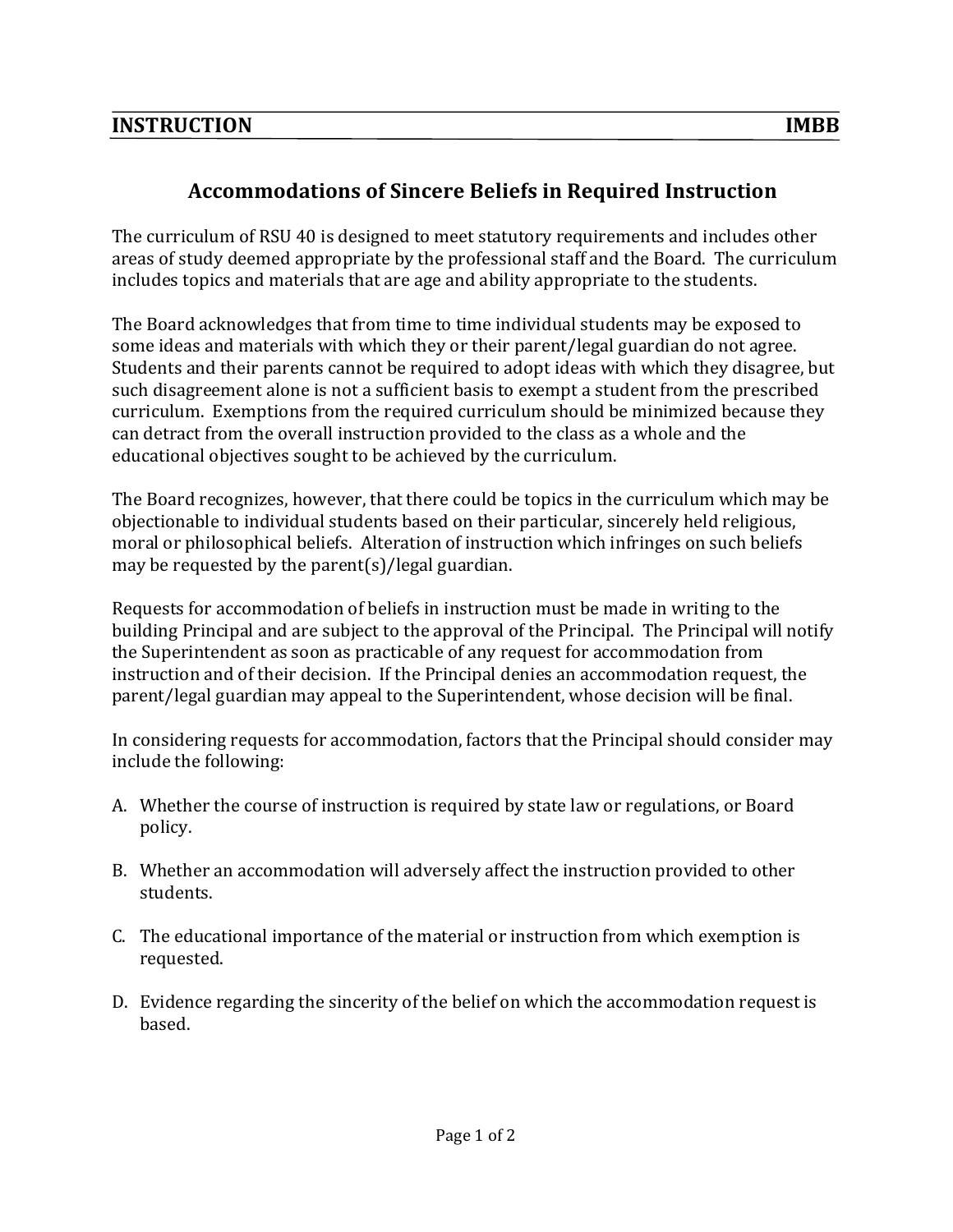**INSTRUCTION** **IMBB**

## Accommodations of Sincere Beliefs in Required Instruction

The curriculum of RSU 40 is designed to meet statutory requirements and includes other areas of study deemed appropriate by the professional staff and the Board. The curriculum includes topics and materials that are age and ability appropriate to the students.

The Board acknowledges that from time to time individual students may be exposed to some ideas and materials with which they or their parent/legal guardian do not agree. Students and their parents cannot be required to adopt ideas with which they disagree, but such disagreement alone is not a sufficient basis to exempt a student from the prescribed curriculum. Exemptions from the required curriculum should be minimized because they can detract from the overall instruction provided to the class as a whole and the educational objectives sought to be achieved by the curriculum.

The Board recognizes, however, that there could be topics in the curriculum which may be objectionable to individual students based on their particular, sincerely held religious, moral or philosophical beliefs. Alteration of instruction which infringes on such beliefs may be requested by the parent(s)/legal guardian.

Requests for accommodation of beliefs in instruction must be made in writing to the building Principal and are subject to the approval of the Principal. The Principal will notify the Superintendent as soon as practicable of any request for accommodation from instruction and of their decision. If the Principal denies an accommodation request, the parent/legal guardian may appeal to the Superintendent, whose decision will be final.

In considering requests for accommodation, factors that the Principal should consider may include the following:

A. Whether the course of instruction is required by state law or regulations, or Board policy.

B. Whether an accommodation will adversely affect the instruction provided to other students.

C. The educational importance of the material or instruction from which exemption is requested.

D. Evidence regarding the sincerity of the belief on which the accommodation request is based.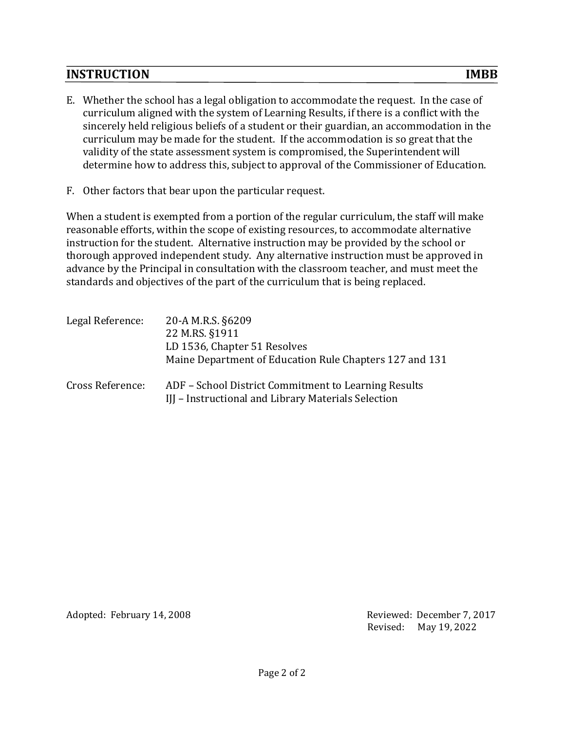E. Whether the school has a legal obligation to accommodate the request. In the case of curriculum aligned with the system of Learning Results, if there is a conflict with the sincerely held religious beliefs of a student or their guardian, an accommodation in the curriculum may be made for the student. If the accommodation is so great that the validity of the state assessment system is compromised, the Superintendent will determine how to address this, subject to approval of the Commissioner of Education.

F. Other factors that bear upon the particular request.

When a student is exempted from a portion of the regular curriculum, the staff will make reasonable efforts, within the scope of existing resources, to accommodate alternative instruction for the student. Alternative instruction may be provided by the school or thorough approved independent study. Any alternative instruction must be approved in advance by the Principal in consultation with the classroom teacher, and must meet the standards and objectives of the part of the curriculum that is being replaced.

Legal Reference:
20-A M.R.S. §6209
22 M.RS. §1911
LD 1536, Chapter 51 Resolves
Maine Department of Education Rule Chapters 127 and 131

Cross Reference:
ADF – School District Commitment to Learning Results
IJJ – Instructional and Library Materials Selection

Adopted: February 14, 2008

Reviewed: December 7, 2017
Revised: May 19, 2022